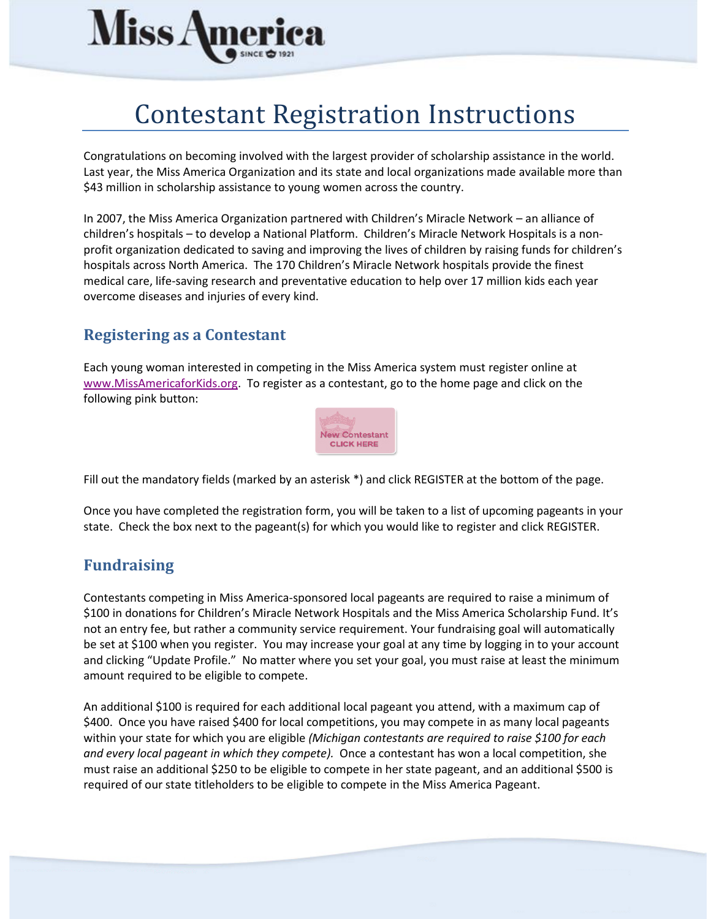# Contestant Registration Instructions

Congratulations on becoming involved with the largest provider of scholarship assistance in the world. Last year, the Miss America Organization and its state and local organizations made available more than $43 million in scholarship assistance to young women across the country.

In 2007, the Miss America Organization partnered with Children's Miracle Network – an alliance of children's hospitals – to develop a National Platform. Children's Miracle Network Hospitals is a non-profit organization dedicated to saving and improving the lives of children by raising funds for children's hospitals across North America. The 170 Children's Miracle Network hospitals provide the finest medical care, life-saving research and preventative education to help over 17 million kids each year overcome diseases and injuries of every kind.

## Registering as a Contestant

Each young woman interested in competing in the Miss America system must register online at www.MissAmericaforKids.org. To register as a contestant, go to the home page and click on the following pink button:

New Contestant CLICK HERE

Fill out the mandatory fields (marked by an asterisk *) and click REGISTER at the bottom of the page.

Once you have completed the registration form, you will be taken to a list of upcoming pageants in your state. Check the box next to the pageant(s) for which you would like to register and click REGISTER.

## Fundraising

Contestants competing in Miss America-sponsored local pageants are required to raise a minimum of $100 in donations for Children's Miracle Network Hospitals and the Miss America Scholarship Fund. It's not an entry fee, but rather a community service requirement. Your fundraising goal will automatically be set at $100 when you register. You may increase your goal at any time by logging in to your account and clicking "Update Profile." No matter where you set your goal, you must raise at least the minimum amount required to be eligible to compete.

An additional $100 is required for each additional local pageant you attend, with a maximum cap of $400. Once you have raised $400 for local competitions, you may compete in as many local pageants within your state for which you are eligible *(Michigan contestants are required to raise $100 for each and every local pageant in which they compete).* Once a contestant has won a local competition, she must raise an additional $250 to be eligible to compete in her state pageant, and an additional $500 is required of our state titleholders to be eligible to compete in the Miss America Pageant.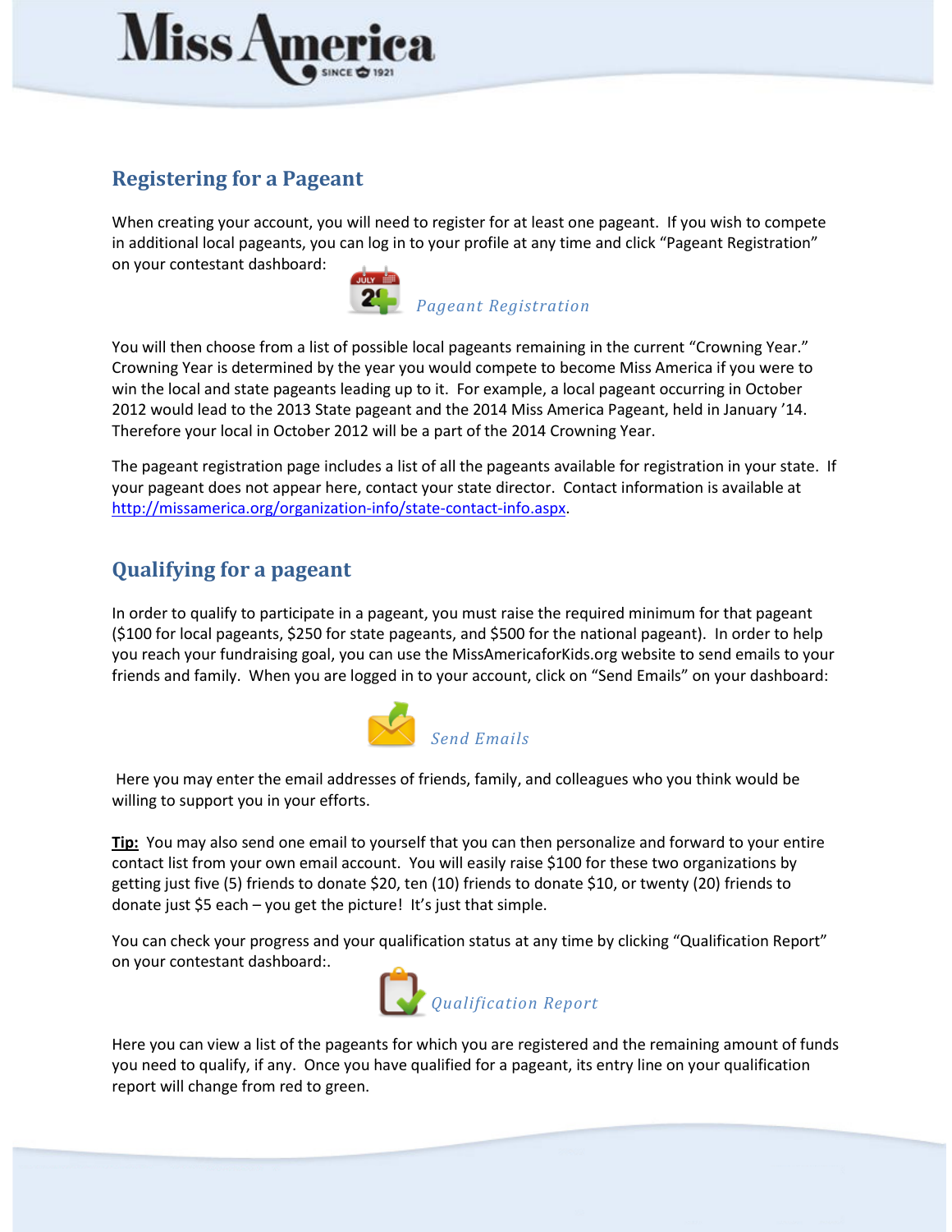## Registering for a Pageant

When creating your account, you will need to register for at least one pageant. If you wish to compete in additional local pageants, you can log in to your profile at any time and click "Pageant Registration" on your contestant dashboard:

*Pageant Registration*

You will then choose from a list of possible local pageants remaining in the current "Crowning Year." Crowning Year is determined by the year you would compete to become Miss America if you were to win the local and state pageants leading up to it. For example, a local pageant occurring in October 2012 would lead to the 2013 State pageant and the 2014 Miss America Pageant, held in January '14. Therefore your local in October 2012 will be a part of the 2014 Crowning Year.

The pageant registration page includes a list of all the pageants available for registration in your state. If your pageant does not appear here, contact your state director. Contact information is available at http://missamerica.org/organization-info/state-contact-info.aspx.

## Qualifying for a pageant

In order to qualify to participate in a pageant, you must raise the required minimum for that pageant ($100 for local pageants, $250 for state pageants, and $500 for the national pageant). In order to help you reach your fundraising goal, you can use the MissAmericaforKids.org website to send emails to your friends and family. When you are logged in to your account, click on "Send Emails" on your dashboard:

*Send Emails*

Here you may enter the email addresses of friends, family, and colleagues who you think would be willing to support you in your efforts.

**Tip:** You may also send one email to yourself that you can then personalize and forward to your entire contact list from your own email account. You will easily raise $100 for these two organizations by getting just five (5) friends to donate $20, ten (10) friends to donate $10, or twenty (20) friends to donate just $5 each – you get the picture! It's just that simple.

You can check your progress and your qualification status at any time by clicking "Qualification Report" on your contestant dashboard:.

*Qualification Report*

Here you can view a list of the pageants for which you are registered and the remaining amount of funds you need to qualify, if any. Once you have qualified for a pageant, its entry line on your qualification report will change from red to green.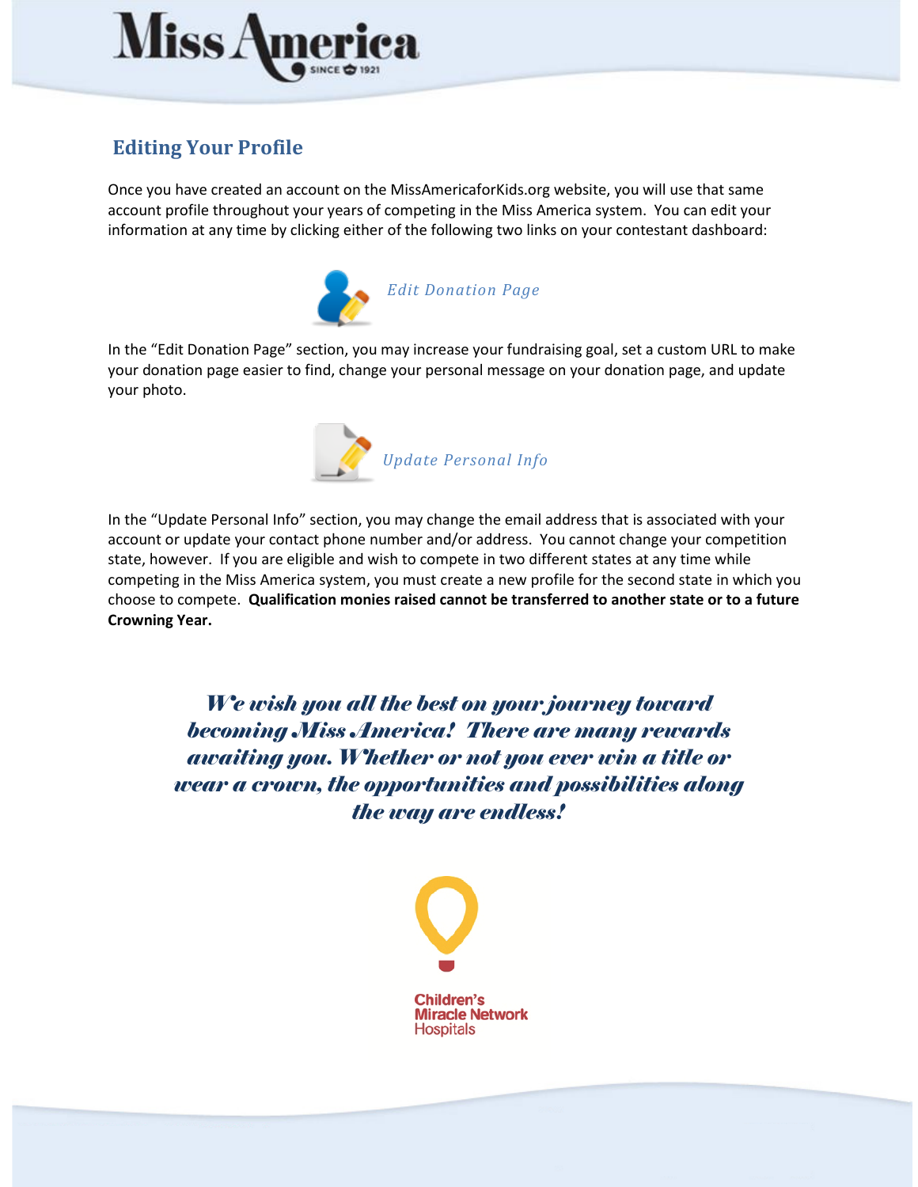## Editing Your Profile

Once you have created an account on the MissAmericaforKids.org website, you will use that same account profile throughout your years of competing in the Miss America system. You can edit your information at any time by clicking either of the following two links on your contestant dashboard:

*Edit Donation Page*

In the "Edit Donation Page" section, you may increase your fundraising goal, set a custom URL to make your donation page easier to find, change your personal message on your donation page, and update your photo.

*Update Personal Info*

In the "Update Personal Info" section, you may change the email address that is associated with your account or update your contact phone number and/or address. You cannot change your competition state, however. If you are eligible and wish to compete in two different states at any time while competing in the Miss America system, you must create a new profile for the second state in which you choose to compete. **Qualification monies raised cannot be transferred to another state or to a future Crowning Year.**

***We wish you all the best on your journey toward becoming Miss America! There are many rewards awaiting you. Whether or not you ever win a title or wear a crown, the opportunities and possibilities along the way are endless!***

Children's Miracle Network Hospitals